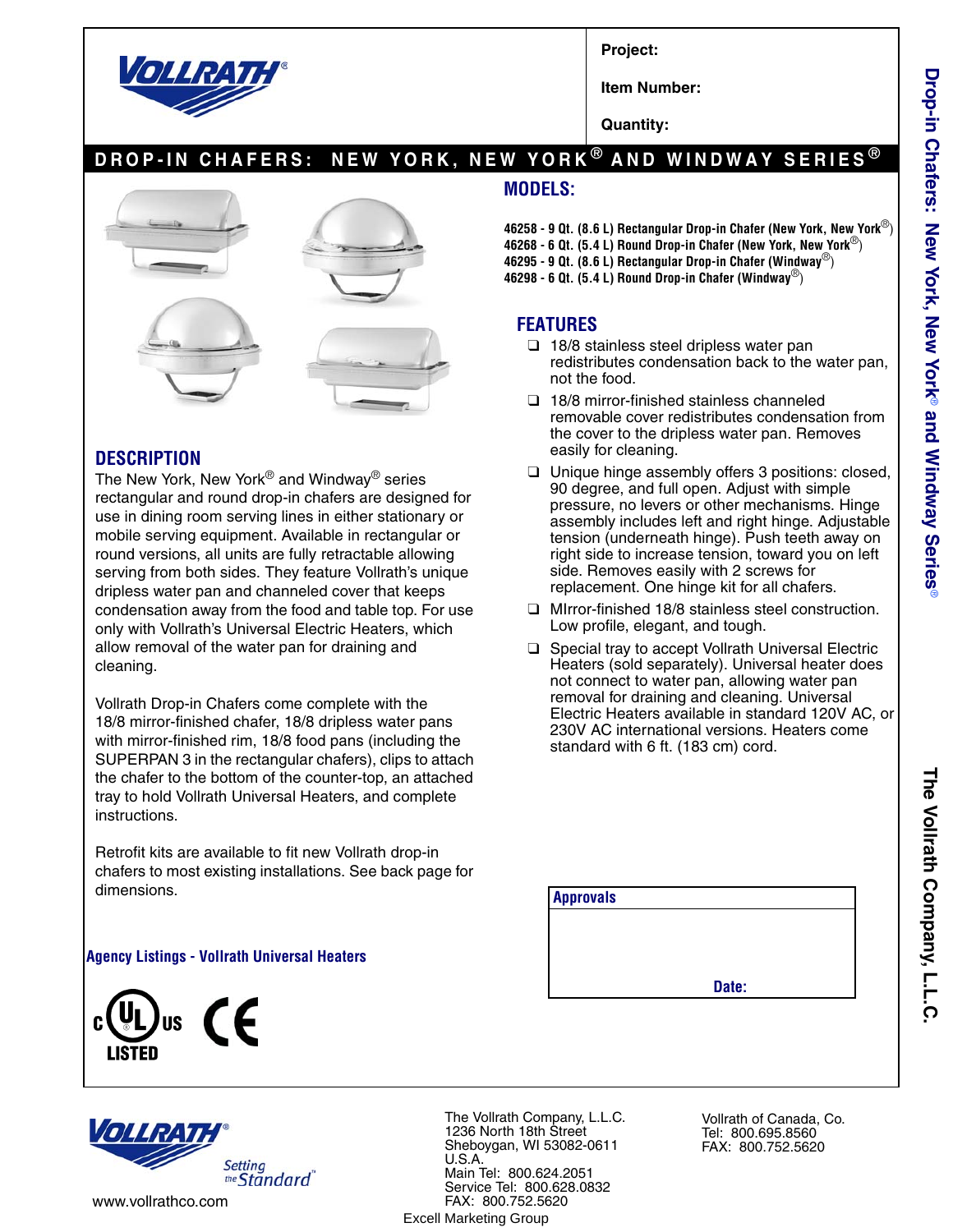Project:

Item Number:

Quantity:

# DROP-IN CHAFERS: NEW YORK, NEW YORK® AND WINDWAY SERIES®

## MODELS:

**46258 - 9 Qt. (8.6 L) Rectangular Drop-in Chafer (New York, New York®)**
**46268 - 6 Qt. (5.4 L) Round Drop-in Chafer (New York, New York®)**
**46295 - 9 Qt. (8.6 L) Rectangular Drop-in Chafer (Windway®)**
**46298 - 6 Qt. (5.4 L) Round Drop-in Chafer (Windway®)**

## DESCRIPTION

The New York, New York® and Windway® series rectangular and round drop-in chafers are designed for use in dining room serving lines in either stationary or mobile serving equipment. Available in rectangular or round versions, all units are fully retractable allowing serving from both sides. They feature Vollrath's unique dripless water pan and channeled cover that keeps condensation away from the food and table top. For use only with Vollrath's Universal Electric Heaters, which allow removal of the water pan for draining and cleaning.

Vollrath Drop-in Chafers come complete with the 18/8 mirror-finished chafer, 18/8 dripless water pans with mirror-finished rim, 18/8 food pans (including the SUPERPAN 3 in the rectangular chafers), clips to attach the chafer to the bottom of the counter-top, an attached tray to hold Vollrath Universal Heaters, and complete instructions.

Retrofit kits are available to fit new Vollrath drop-in chafers to most existing installations. See back page for dimensions.

## FEATURES

- 18/8 stainless steel dripless water pan redistributes condensation back to the water pan, not the food.
- 18/8 mirror-finished stainless channeled removable cover redistributes condensation from the cover to the dripless water pan. Removes easily for cleaning.
- Unique hinge assembly offers 3 positions: closed, 90 degree, and full open. Adjust with simple pressure, no levers or other mechanisms. Hinge assembly includes left and right hinge. Adjustable tension (underneath hinge). Push teeth away on right side to increase tension, toward you on left side. Removes easily with 2 screws for replacement. One hinge kit for all chafers.
- MIrror-finished 18/8 stainless steel construction. Low profile, elegant, and tough.
- Special tray to accept Vollrath Universal Electric Heaters (sold separately). Universal heater does not connect to water pan, allowing water pan removal for draining and cleaning. Universal Electric Heaters available in standard 120V AC, or 230V AC international versions. Heaters come standard with 6 ft. (183 cm) cord.

**Agency Listings - Vollrath Universal Heaters**

c UL us LISTED CE

| Approvals |
|---|
| |
| Date: |

Setting the Standard™

www.vollrathco.com

The Vollrath Company, L.L.C.
1236 North 18th Street
Sheboygan, WI 53082-0611
U.S.A.
Main Tel: 800.624.2051
Service Tel: 800.628.0832
FAX: 800.752.5620

Vollrath of Canada, Co.
Tel: 800.695.8560
FAX: 800.752.5620

Excell Marketing Group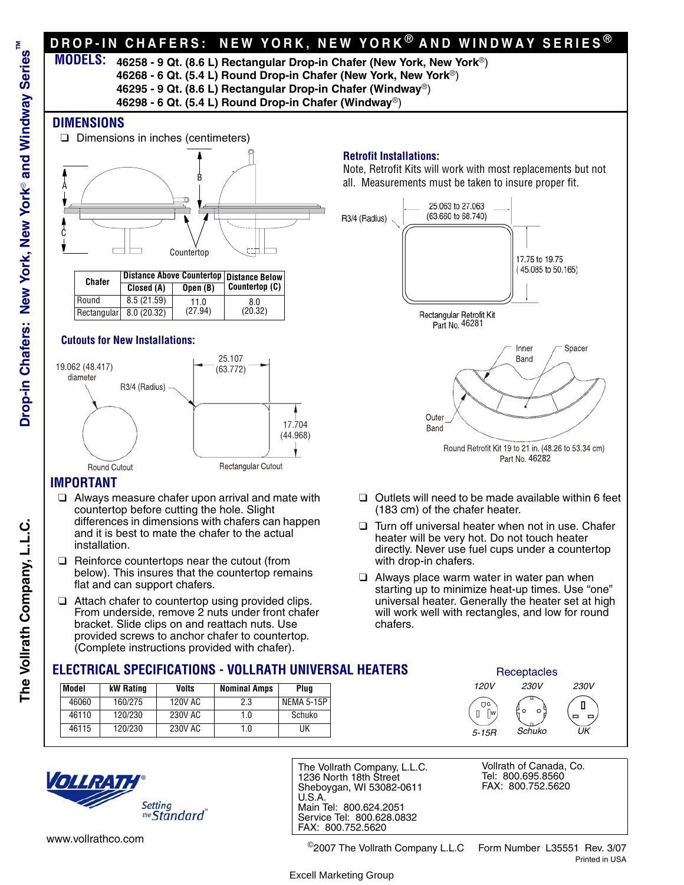# DROP-IN CHAFERS: NEW YORK, NEW YORK® AND WINDWAY SERIES®

**MODELS:**
**46258 - 9 Qt. (8.6 L) Rectangular Drop-in Chafer (New York, New York®)**
**46268 - 6 Qt. (5.4 L) Round Drop-in Chafer (New York, New York®)**
**46295 - 9 Qt. (8.6 L) Rectangular Drop-in Chafer (Windway®)**
**46298 - 6 Qt. (5.4 L) Round Drop-in Chafer (Windway®)**

## DIMENSIONS

- Dimensions in inches (centimeters)

A

B

C

Countertop

| Chafer | Distance Above Countertop | | Distance Below Countertop (C) |
|---|---|---|---|
| | Closed (A) | Open (B) | |
| Round | 8.5 (21.59) | 11.0 (27.94) | 8.0 (20.32) |
| Rectangular | 8.0 (20.32) | | |

### Cutouts for New Installations:

19.062 (48.417) diameter

R3/4 (Radius)

25.107 (63.772)

17.704 (44.968)

Round Cutout

Rectangular Cutout

### Retrofit Installations:

Note, Retrofit Kits will work with most replacements but not all. Measurements must be taken to insure proper fit.

R3/4 (Radius)

25.063 to 27.063 (63.660 to 68.740)

17.75 to 19.75 (45.085 to 50.165)

Rectangular Retrofit Kit Part No. 46281

Inner Band

Spacer

Outer Band

Round Retrofit Kit 19 to 21 in. (48.26 to 53.34 cm) Part No. 46282

## IMPORTANT

- Always measure chafer upon arrival and mate with countertop before cutting the hole. Slight differences in dimensions with chafers can happen and it is best to mate the chafer to the actual installation.
- Reinforce countertops near the cutout (from below). This insures that the countertop remains flat and can support chafers.
- Attach chafer to countertop using provided clips. From underside, remove 2 nuts under front chafer bracket. Slide clips on and reattach nuts. Use provided screws to anchor chafer to countertop. (Complete instructions provided with chafer).
- Outlets will need to be made available within 6 feet (183 cm) of the chafer heater.
- Turn off universal heater when not in use. Chafer heater will be very hot. Do not touch heater directly. Never use fuel cups under a countertop with drop-in chafers.
- Always place warm water in water pan when starting up to minimize heat-up times. Use "one" universal heater. Generally the heater set at high will work well with rectangles, and low for round chafers.

## ELECTRICAL SPECIFICATIONS - VOLLRATH UNIVERSAL HEATERS

| Model | kW Rating | Volts | Nominal Amps | Plug |
|---|---|---|---|---|
| 46060 | 160/275 | 120V AC | 2.3 | NEMA 5-15P |
| 46110 | 120/230 | 230V AC | 1.0 | Schuko |
| 46115 | 120/230 | 230V AC | 1.0 | UK |

Receptacles

120V 5-15R

230V Schuko

230V UK

Setting the Standard™

www.vollrathco.com

The Vollrath Company, L.L.C.
1236 North 18th Street
Sheboygan, WI 53082-0611
U.S.A.
Main Tel: 800.624.2051
Service Tel: 800.628.0832
FAX: 800.752.5620

Vollrath of Canada, Co.
Tel: 800.695.8560
FAX: 800.752.5620

©2007 The Vollrath Company L.L.C Form Number L35551 Rev. 3/07
Printed in USA

Excell Marketing Group